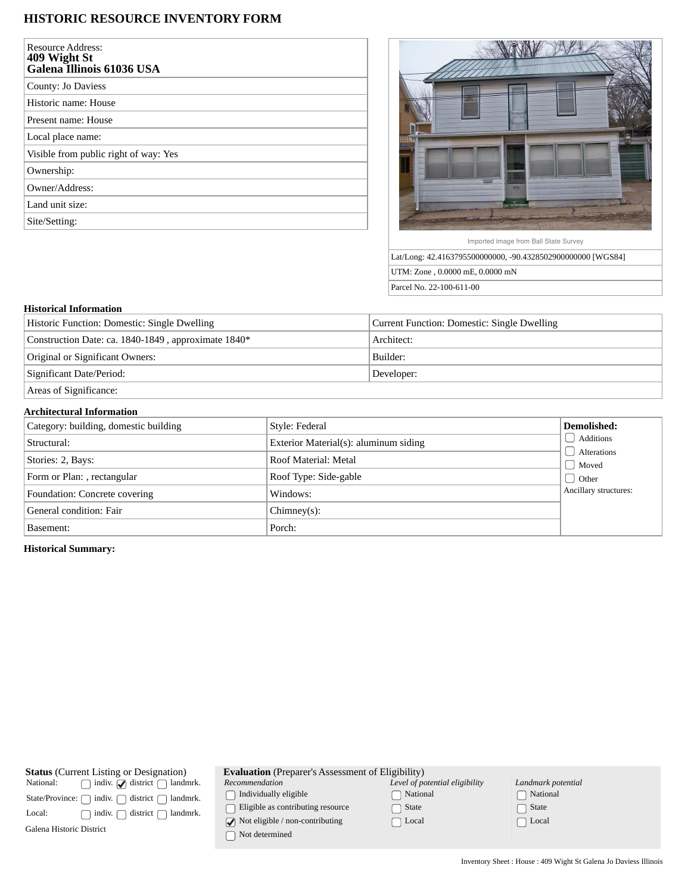# HISTORIC RESOURCE INVENTORY FORM

| |
|---|
| Resource Address: **409 Wight St Galena Illinois 61036 USA** |
| County: Jo Daviess |
| Historic name: House |
| Present name: House |
| Local place name: |
| Visible from public right of way: Yes |
| Ownership: |
| Owner/Address: |
| Land unit size: |
| Site/Setting: |

Imported image from Ball State Survey

| |
|---|
| Lat/Long: 42.4163795500000000, -90.4328502900000000 [WGS84] |
| UTM: Zone , 0.0000 mE, 0.0000 mN |
| Parcel No. 22-100-611-00 |

### Historical Information

| | |
|---|---|
| Historic Function: Domestic: Single Dwelling | Current Function: Domestic: Single Dwelling |
| Construction Date: ca. 1840-1849 , approximate 1840* | Architect: |
| Original or Significant Owners: | Builder: |
| Significant Date/Period: | Developer: |
| Areas of Significance: | |

### Architectural Information

| | | **Demolished:** |
|---|---|---|
| Category: building, domestic building | Style: Federal | ☐ Additions |
| Structural: | Exterior Material(s): aluminum siding | ☐ Alterations |
| Stories: 2, Bays: | Roof Material: Metal | ☐ Moved |
| Form or Plan: , rectangular | Roof Type: Side-gable | ☐ Other |
| Foundation: Concrete covering | Windows: | Ancillary structures: |
| General condition: Fair | Chimney(s): | |
| Basement: | Porch: | |

**Historical Summary:**

**Status** (Current Listing or Designation)

| | | | |
|---|---|---|---|
| National: | ☐ indiv. | ☑ district | ☐ landmrk. |
| State/Province: | ☐ indiv. | ☐ district | ☐ landmrk. |
| Local: | ☐ indiv. | ☐ district | ☐ landmrk. |

Galena Historic District

**Evaluation** (Preparer's Assessment of Eligibility)

| *Recommendation* | *Level of potential eligibility* | *Landmark potential* |
|---|---|---|
| ☐ Individually eligible | ☐ National | ☐ National |
| ☐ Eligible as contributing resource | ☐ State | ☐ State |
| ☑ Not eligible / non-contributing | ☐ Local | ☐ Local |
| ☐ Not determined | | |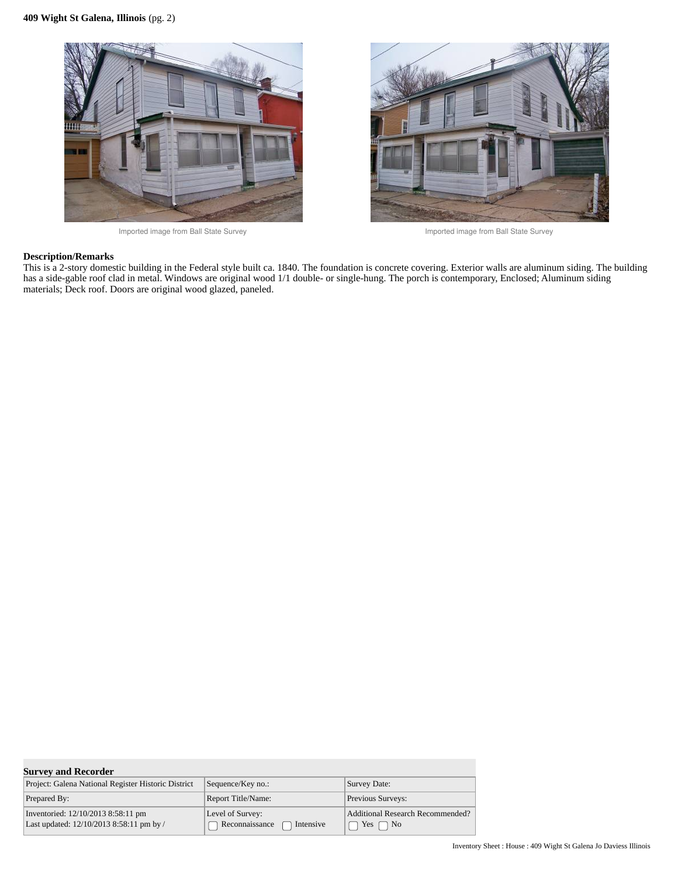**409 Wight St Galena, Illinois** (pg. 2)

Imported image from Ball State Survey

Imported image from Ball State Survey

**Description/Remarks**

This is a 2-story domestic building in the Federal style built ca. 1840. The foundation is concrete covering. Exterior walls are aluminum siding. The building has a side-gable roof clad in metal. Windows are original wood 1/1 double- or single-hung. The porch is contemporary, Enclosed; Aluminum siding materials; Deck roof. Doors are original wood glazed, paneled.

**Survey and Recorder**

| | | |
|---|---|---|
| Project: Galena National Register Historic District | Sequence/Key no.: | Survey Date: |
| Prepared By: | Report Title/Name: | Previous Surveys: |
| Inventoried: 12/10/2013 8:58:11 pm<br>Last updated: 12/10/2013 8:58:11 pm by / | Level of Survey:<br>☐ Reconnaissance ☐ Intensive | Additional Research Recommended?<br>☐ Yes ☐ No |

Inventory Sheet : House : 409 Wight St Galena Jo Daviess Illinois